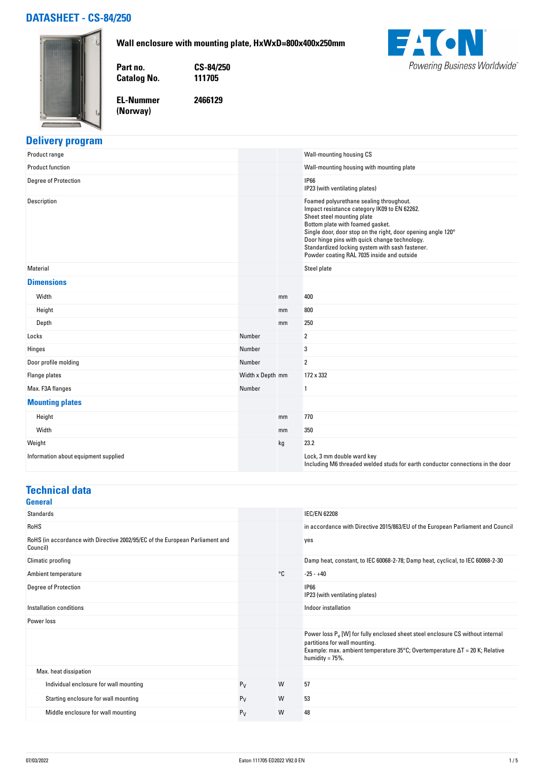# DATASHEET - CS-84/250

**Wall enclosure with mounting plate, HxWxD=800x400x250mm**

| | |
|---|---|
| **Part no.** | **CS-84/250** |
| **Catalog No.** | **111705** |
| **EL-Nummer (Norway)** | **2466129** |

EATON
Powering Business Worldwide

## Delivery program

| | | | |
|---|---|---|---|
| Product range | | | Wall-mounting housing CS |
| Product function | | | Wall-mounting housing with mounting plate |
| Degree of Protection | | | IP66<br>IP23 (with ventilating plates) |
| Description | | | Foamed polyurethane sealing throughout.<br>Impact resistance category IK09 to EN 62262.<br>Sheet steel mounting plate<br>Bottom plate with foamed gasket.<br>Single door, door stop on the right, door opening angle 120°<br>Door hinge pins with quick change technology.<br>Standardized locking system with sash fastener.<br>Powder coating RAL 7035 inside and outside |
| Material | | | Steel plate |
| **Dimensions** | | | |
| Width | | mm | 400 |
| Height | | mm | 800 |
| Depth | | mm | 250 |
| Locks | Number | | 2 |
| Hinges | Number | | 3 |
| Door profile molding | Number | | 2 |
| Flange plates | Width x Depth | mm | 172 x 332 |
| Max. F3A flanges | Number | | 1 |
| **Mounting plates** | | | |
| Height | | mm | 770 |
| Width | | mm | 350 |
| Weight | | kg | 23.2 |
| Information about equipment supplied | | | Lock, 3 mm double ward key<br>Including M6 threaded welded studs for earth conductor connections in the door |

## Technical data

### General

| | | | |
|---|---|---|---|
| Standards | | | IEC/EN 62208 |
| RoHS | | | in accordance with Directive 2015/863/EU of the European Parliament and Council |
| RoHS (in accordance with Directive 2002/95/EC of the European Parliament and Council) | | | yes |
| Climatic proofing | | | Damp heat, constant, to IEC 60068-2-78; Damp heat, cyclical, to IEC 60068-2-30 |
| Ambient temperature | | °C | -25 - +40 |
| Degree of Protection | | | IP66<br>IP23 (with ventilating plates) |
| Installation conditions | | | Indoor installation |
| Power loss | | | |
| | | | Power loss $P_V$ [W] for fully enclosed sheet steel enclosure CS without internal partitions for wall mounting.<br>Example: max. ambient temperature 35°C; Overtemperature ΔT = 20 K; Relative humidity = 75%. |
| Max. heat dissipation | | | |
| Individual enclosure for wall mounting | $P_V$ | W | 57 |
| Starting enclosure for wall mounting | $P_V$ | W | 53 |
| Middle enclosure for wall mounting | $P_V$ | W | 48 |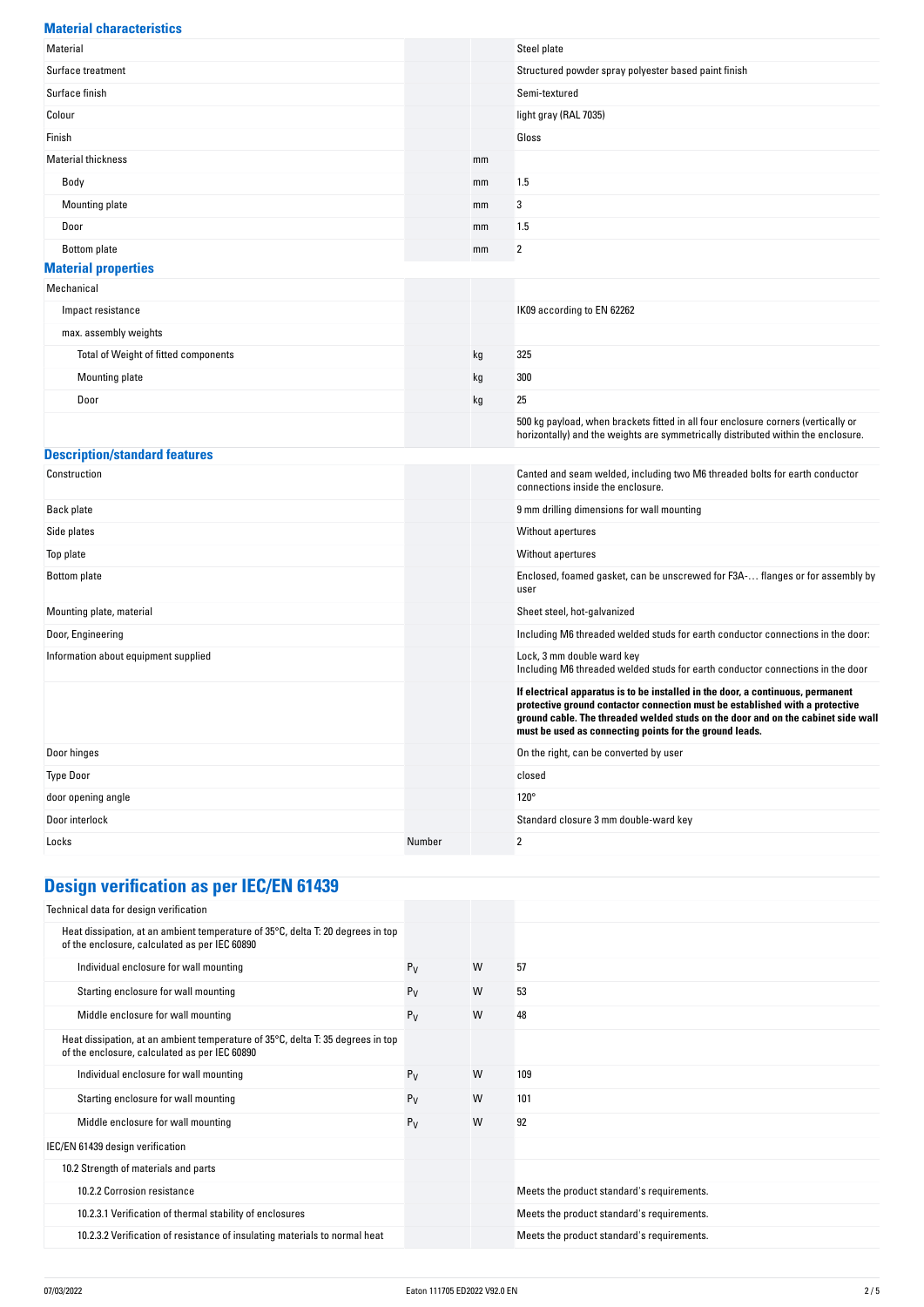### Material characteristics

| | | | |
|---|---|---|---|
| Material | | | Steel plate |
| Surface treatment | | | Structured powder spray polyester based paint finish |
| Surface finish | | | Semi-textured |
| Colour | | | light gray (RAL 7035) |
| Finish | | | Gloss |
| Material thickness | | mm | |
| Body | | mm | 1.5 |
| Mounting plate | | mm | 3 |
| Door | | mm | 1.5 |
| Bottom plate | | mm | 2 |

### Material properties

| | | | |
|---|---|---|---|
| Mechanical | | | |
| Impact resistance | | | IK09 according to EN 62262 |
| max. assembly weights | | | |
| Total of Weight of fitted components | | kg | 325 |
| Mounting plate | | kg | 300 |
| Door | | kg | 25 |
| | | | 500 kg payload, when brackets fitted in all four enclosure corners (vertically or horizontally) and the weights are symmetrically distributed within the enclosure. |

### Description/standard features

| | | | |
|---|---|---|---|
| Construction | | | Canted and seam welded, including two M6 threaded bolts for earth conductor connections inside the enclosure. |
| Back plate | | | 9 mm drilling dimensions for wall mounting |
| Side plates | | | Without apertures |
| Top plate | | | Without apertures |
| Bottom plate | | | Enclosed, foamed gasket, can be unscrewed for F3A-… flanges or for assembly by user |
| Mounting plate, material | | | Sheet steel, hot-galvanized |
| Door, Engineering | | | Including M6 threaded welded studs for earth conductor connections in the door: |
| Information about equipment supplied | | | Lock, 3 mm double ward key<br>Including M6 threaded welded studs for earth conductor connections in the door |
| | | | **If electrical apparatus is to be installed in the door, a continuous, permanent protective ground contactor connection must be established with a protective ground cable. The threaded welded studs on the door and on the cabinet side wall must be used as connecting points for the ground leads.** |
| Door hinges | | | On the right, can be converted by user |
| Type Door | | | closed |
| door opening angle | | | 120° |
| Door interlock | | | Standard closure 3 mm double-ward key |
| Locks | Number | | 2 |

## Design verification as per IEC/EN 61439

| | | | |
|---|---|---|---|
| Technical data for design verification | | | |
| Heat dissipation, at an ambient temperature of 35°C, delta T: 20 degrees in top of the enclosure, calculated as per IEC 60890 | | | |
| Individual enclosure for wall mounting | $P_V$ | W | 57 |
| Starting enclosure for wall mounting | $P_V$ | W | 53 |
| Middle enclosure for wall mounting | $P_V$ | W | 48 |
| Heat dissipation, at an ambient temperature of 35°C, delta T: 35 degrees in top of the enclosure, calculated as per IEC 60890 | | | |
| Individual enclosure for wall mounting | $P_V$ | W | 109 |
| Starting enclosure for wall mounting | $P_V$ | W | 101 |
| Middle enclosure for wall mounting | $P_V$ | W | 92 |
| IEC/EN 61439 design verification | | | |
| 10.2 Strength of materials and parts | | | |
| 10.2.2 Corrosion resistance | | | Meets the product standard's requirements. |
| 10.2.3.1 Verification of thermal stability of enclosures | | | Meets the product standard's requirements. |
| 10.2.3.2 Verification of resistance of insulating materials to normal heat | | | Meets the product standard's requirements. |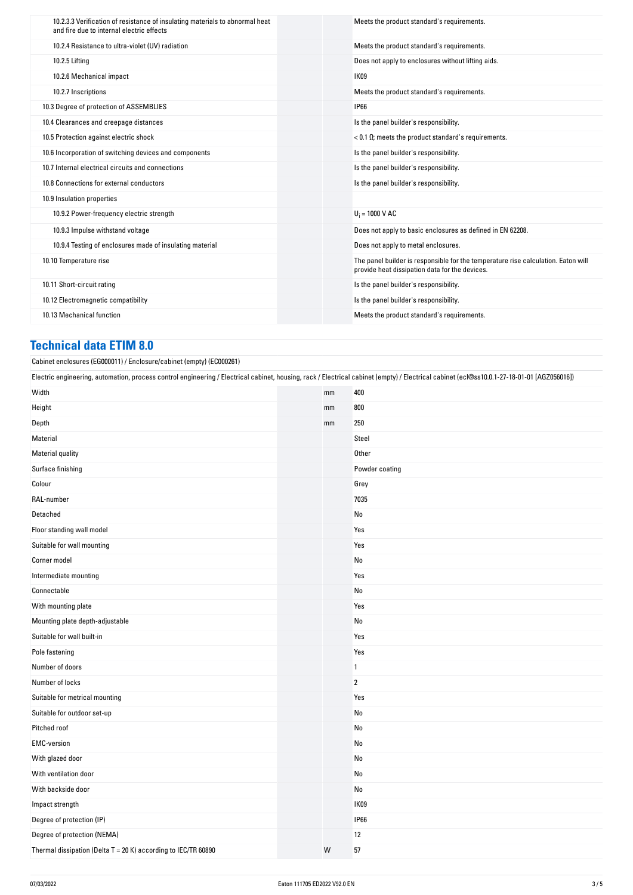| | | |
|---|---|---|
| 10.2.3.3 Verification of resistance of insulating materials to abnormal heat and fire due to internal electric effects | | Meets the product standard's requirements. |
| 10.2.4 Resistance to ultra-violet (UV) radiation | | Meets the product standard's requirements. |
| 10.2.5 Lifting | | Does not apply to enclosures without lifting aids. |
| 10.2.6 Mechanical impact | | IK09 |
| 10.2.7 Inscriptions | | Meets the product standard's requirements. |
| 10.3 Degree of protection of ASSEMBLIES | | IP66 |
| 10.4 Clearances and creepage distances | | Is the panel builder's responsibility. |
| 10.5 Protection against electric shock | | < 0.1 Ω; meets the product standard's requirements. |
| 10.6 Incorporation of switching devices and components | | Is the panel builder's responsibility. |
| 10.7 Internal electrical circuits and connections | | Is the panel builder's responsibility. |
| 10.8 Connections for external conductors | | Is the panel builder's responsibility. |
| 10.9 Insulation properties | | |
| 10.9.2 Power-frequency electric strength | | $U_i$ = 1000 V AC |
| 10.9.3 Impulse withstand voltage | | Does not apply to basic enclosures as defined in EN 62208. |
| 10.9.4 Testing of enclosures made of insulating material | | Does not apply to metal enclosures. |
| 10.10 Temperature rise | | The panel builder is responsible for the temperature rise calculation. Eaton will provide heat dissipation data for the devices. |
| 10.11 Short-circuit rating | | Is the panel builder's responsibility. |
| 10.12 Electromagnetic compatibility | | Is the panel builder's responsibility. |
| 10.13 Mechanical function | | Meets the product standard's requirements. |

## Technical data ETIM 8.0

Cabinet enclosures (EG000011) / Enclosure/cabinet (empty) (EC000261)

Electric engineering, automation, process control engineering / Electrical cabinet, housing, rack / Electrical cabinet (empty) / Electrical cabinet (ecl@ss10.0.1-27-18-01-01 [AGZ056016])

| | | |
|---|---|---|
| Width | mm | 400 |
| Height | mm | 800 |
| Depth | mm | 250 |
| Material | | Steel |
| Material quality | | Other |
| Surface finishing | | Powder coating |
| Colour | | Grey |
| RAL-number | | 7035 |
| Detached | | No |
| Floor standing wall model | | Yes |
| Suitable for wall mounting | | Yes |
| Corner model | | No |
| Intermediate mounting | | Yes |
| Connectable | | No |
| With mounting plate | | Yes |
| Mounting plate depth-adjustable | | No |
| Suitable for wall built-in | | Yes |
| Pole fastening | | Yes |
| Number of doors | | 1 |
| Number of locks | | 2 |
| Suitable for metrical mounting | | Yes |
| Suitable for outdoor set-up | | No |
| Pitched roof | | No |
| EMC-version | | No |
| With glazed door | | No |
| With ventilation door | | No |
| With backside door | | No |
| Impact strength | | IK09 |
| Degree of protection (IP) | | IP66 |
| Degree of protection (NEMA) | | 12 |
| Thermal dissipation (Delta T = 20 K) according to IEC/TR 60890 | W | 57 |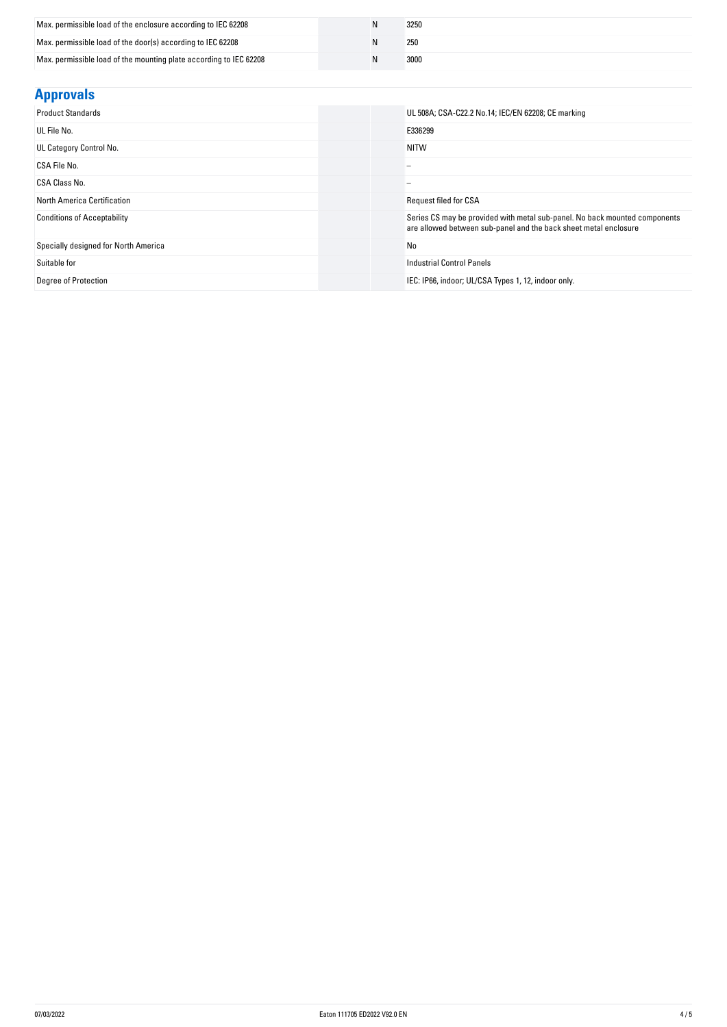| | | |
|---|---|---|
| Max. permissible load of the enclosure according to IEC 62208 | N | 3250 |
| Max. permissible load of the door(s) according to IEC 62208 | N | 250 |
| Max. permissible load of the mounting plate according to IEC 62208 | N | 3000 |

## Approvals

| | | |
|---|---|---|
| Product Standards | | UL 508A; CSA-C22.2 No.14; IEC/EN 62208; CE marking |
| UL File No. | | E336299 |
| UL Category Control No. | | NITW |
| CSA File No. | | – |
| CSA Class No. | | – |
| North America Certification | | Request filed for CSA |
| Conditions of Acceptability | | Series CS may be provided with metal sub-panel. No back mounted components are allowed between sub-panel and the back sheet metal enclosure |
| Specially designed for North America | | No |
| Suitable for | | Industrial Control Panels |
| Degree of Protection | | IEC: IP66, indoor; UL/CSA Types 1, 12, indoor only. |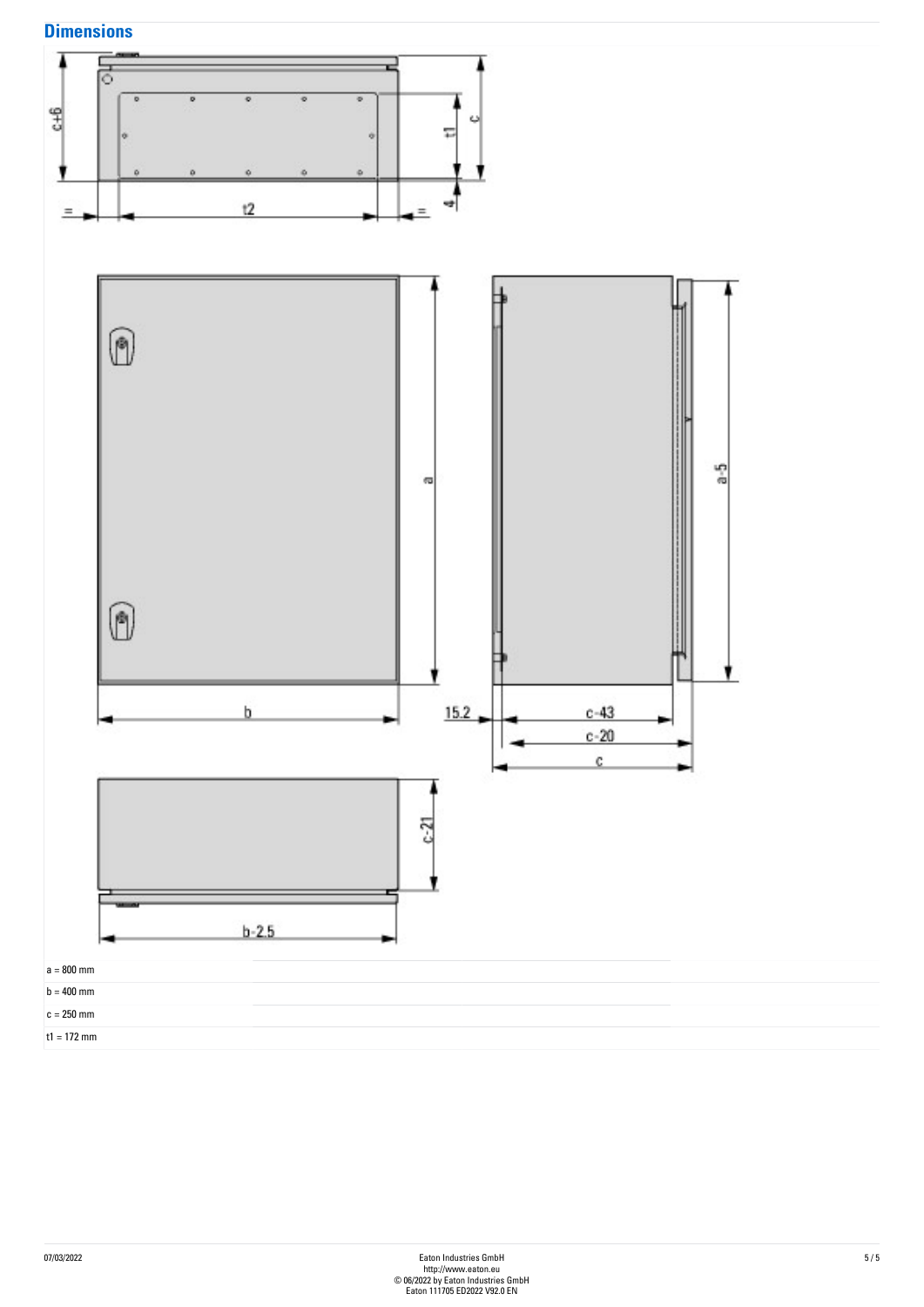## Dimensions

c+6

t1

c

=

t2

=

4

a

a-5

b

15.2

c-43

c-20

c

c-21

b-2.5

a = 800 mm

b = 400 mm

c = 250 mm

t1 = 172 mm